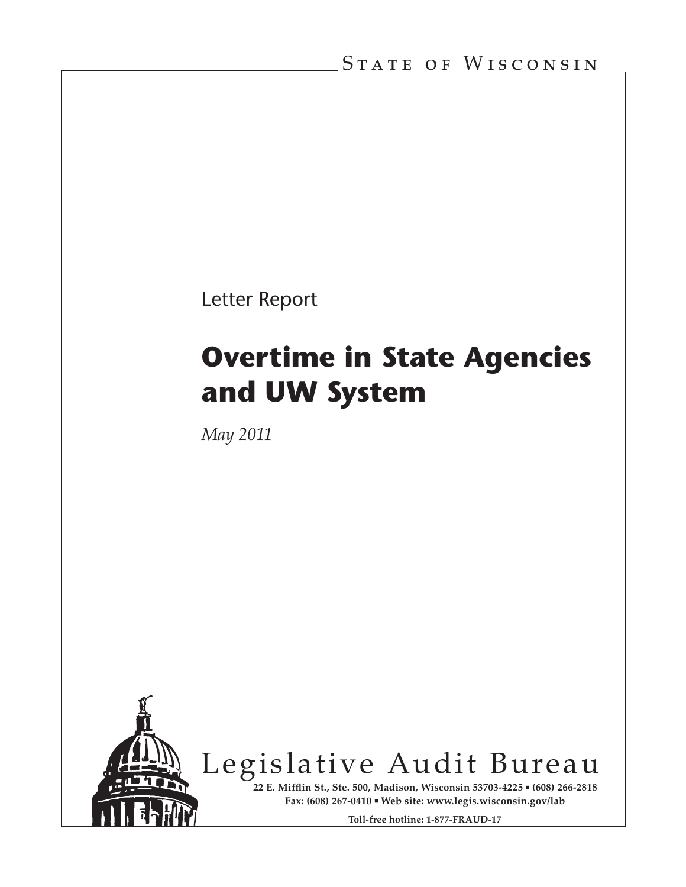State of Wisconsin

Letter Report

# Overtime in State Agencies and UW System

*May 2011*

Legislative Audit Bureau

**22 E. Mifflin St., Ste. 500, Madison, Wisconsin 53703-4225 ▪ (608) 266-2818**
**Fax: (608) 267-0410 ▪ Web site: www.legis.wisconsin.gov/lab**

**Toll-free hotline: 1-877-FRAUD-17**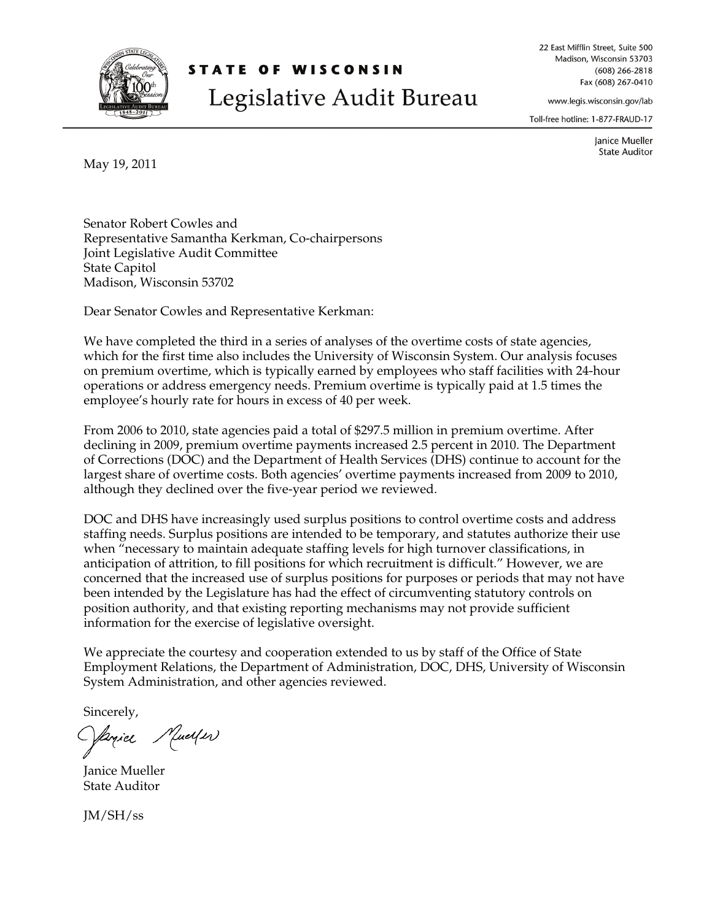**STATE OF WISCONSIN**

# Legislative Audit Bureau

22 East Mifflin Street, Suite 500
Madison, Wisconsin 53703
(608) 266-2818
Fax (608) 267-0410

www.legis.wisconsin.gov/lab

Toll-free hotline: 1-877-FRAUD-17

Janice Mueller
State Auditor

May 19, 2011

Senator Robert Cowles and
Representative Samantha Kerkman, Co-chairpersons
Joint Legislative Audit Committee
State Capitol
Madison, Wisconsin 53702

Dear Senator Cowles and Representative Kerkman:

We have completed the third in a series of analyses of the overtime costs of state agencies, which for the first time also includes the University of Wisconsin System. Our analysis focuses on premium overtime, which is typically earned by employees who staff facilities with 24-hour operations or address emergency needs. Premium overtime is typically paid at 1.5 times the employee's hourly rate for hours in excess of 40 per week.

From 2006 to 2010, state agencies paid a total of $297.5 million in premium overtime. After declining in 2009, premium overtime payments increased 2.5 percent in 2010. The Department of Corrections (DOC) and the Department of Health Services (DHS) continue to account for the largest share of overtime costs. Both agencies' overtime payments increased from 2009 to 2010, although they declined over the five-year period we reviewed.

DOC and DHS have increasingly used surplus positions to control overtime costs and address staffing needs. Surplus positions are intended to be temporary, and statutes authorize their use when "necessary to maintain adequate staffing levels for high turnover classifications, in anticipation of attrition, to fill positions for which recruitment is difficult." However, we are concerned that the increased use of surplus positions for purposes or periods that may not have been intended by the Legislature has had the effect of circumventing statutory controls on position authority, and that existing reporting mechanisms may not provide sufficient information for the exercise of legislative oversight.

We appreciate the courtesy and cooperation extended to us by staff of the Office of State Employment Relations, the Department of Administration, DOC, DHS, University of Wisconsin System Administration, and other agencies reviewed.

Sincerely,

Janice Mueller
State Auditor

JM/SH/ss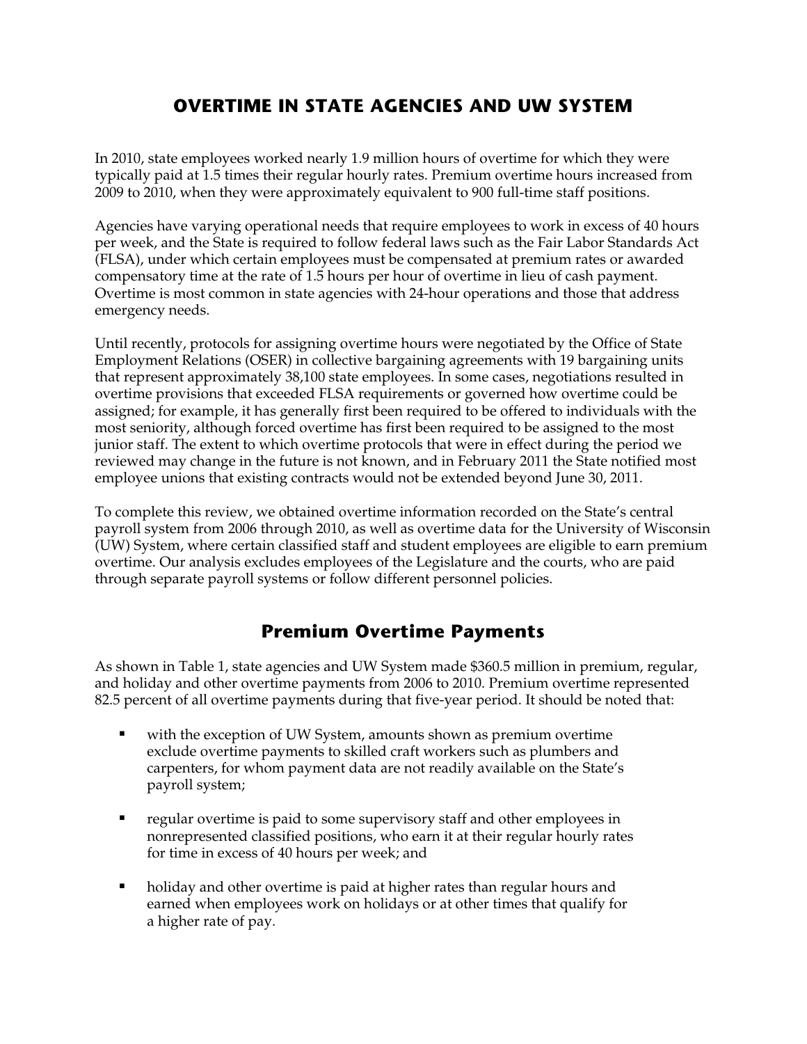# OVERTIME IN STATE AGENCIES AND UW SYSTEM

In 2010, state employees worked nearly 1.9 million hours of overtime for which they were typically paid at 1.5 times their regular hourly rates. Premium overtime hours increased from 2009 to 2010, when they were approximately equivalent to 900 full-time staff positions.

Agencies have varying operational needs that require employees to work in excess of 40 hours per week, and the State is required to follow federal laws such as the Fair Labor Standards Act (FLSA), under which certain employees must be compensated at premium rates or awarded compensatory time at the rate of 1.5 hours per hour of overtime in lieu of cash payment. Overtime is most common in state agencies with 24-hour operations and those that address emergency needs.

Until recently, protocols for assigning overtime hours were negotiated by the Office of State Employment Relations (OSER) in collective bargaining agreements with 19 bargaining units that represent approximately 38,100 state employees. In some cases, negotiations resulted in overtime provisions that exceeded FLSA requirements or governed how overtime could be assigned; for example, it has generally first been required to be offered to individuals with the most seniority, although forced overtime has first been required to be assigned to the most junior staff. The extent to which overtime protocols that were in effect during the period we reviewed may change in the future is not known, and in February 2011 the State notified most employee unions that existing contracts would not be extended beyond June 30, 2011.

To complete this review, we obtained overtime information recorded on the State's central payroll system from 2006 through 2010, as well as overtime data for the University of Wisconsin (UW) System, where certain classified staff and student employees are eligible to earn premium overtime. Our analysis excludes employees of the Legislature and the courts, who are paid through separate payroll systems or follow different personnel policies.

## Premium Overtime Payments

As shown in Table 1, state agencies and UW System made $360.5 million in premium, regular, and holiday and other overtime payments from 2006 to 2010. Premium overtime represented 82.5 percent of all overtime payments during that five-year period. It should be noted that:

- with the exception of UW System, amounts shown as premium overtime exclude overtime payments to skilled craft workers such as plumbers and carpenters, for whom payment data are not readily available on the State's payroll system;
- regular overtime is paid to some supervisory staff and other employees in nonrepresented classified positions, who earn it at their regular hourly rates for time in excess of 40 hours per week; and
- holiday and other overtime is paid at higher rates than regular hours and earned when employees work on holidays or at other times that qualify for a higher rate of pay.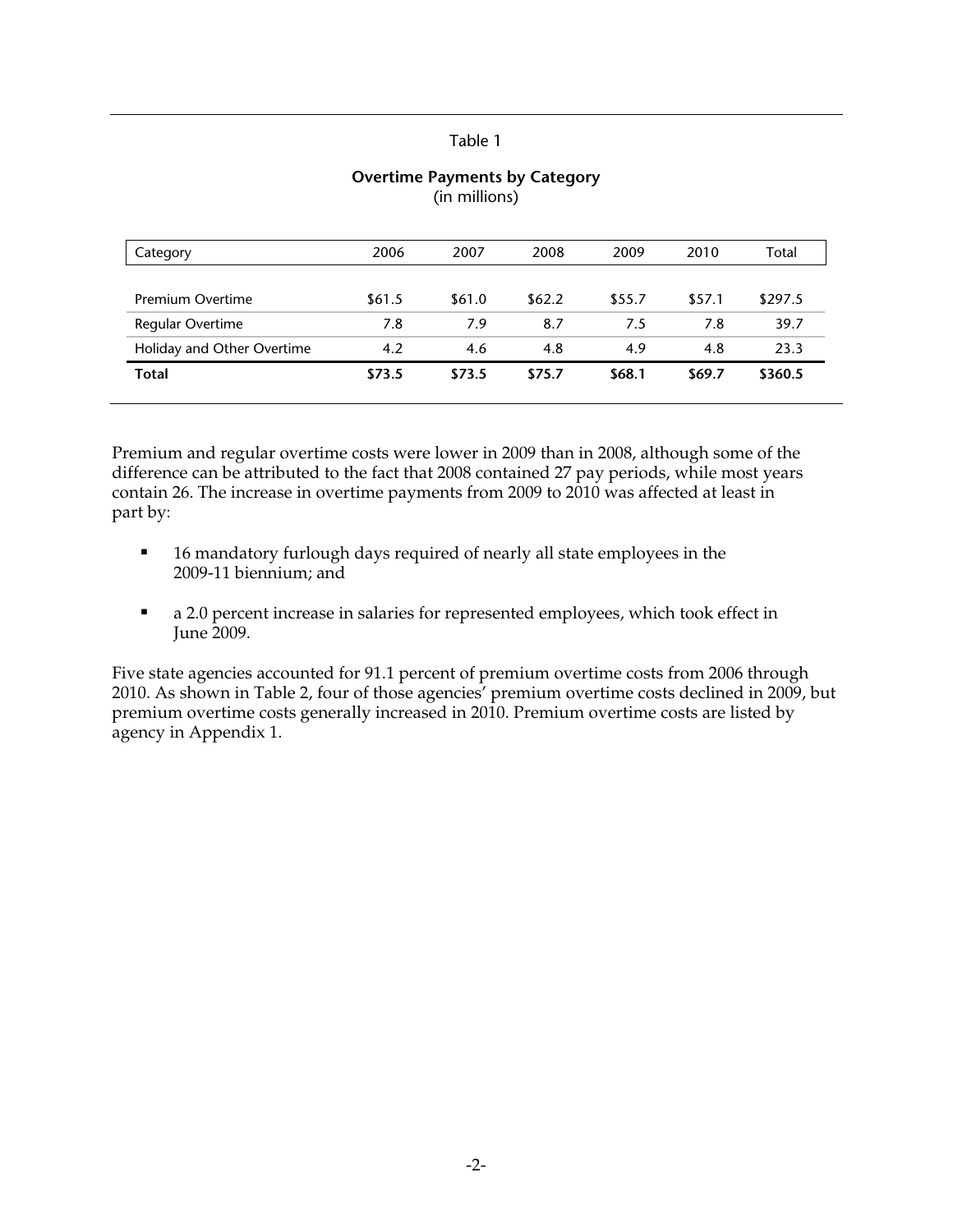Table 1

**Overtime Payments by Category**
(in millions)

| Category | 2006 | 2007 | 2008 | 2009 | 2010 | Total |
|---|---|---|---|---|---|---|
| Premium Overtime | $61.5 | $61.0 | $62.2 | $55.7 | $57.1 | $297.5 |
| Regular Overtime | 7.8 | 7.9 | 8.7 | 7.5 | 7.8 | 39.7 |
| Holiday and Other Overtime | 4.2 | 4.6 | 4.8 | 4.9 | 4.8 | 23.3 |
| **Total** | **$73.5** | **$73.5** | **$75.7** | **$68.1** | **$69.7** | **$360.5** |

Premium and regular overtime costs were lower in 2009 than in 2008, although some of the difference can be attributed to the fact that 2008 contained 27 pay periods, while most years contain 26. The increase in overtime payments from 2009 to 2010 was affected at least in part by:

- 16 mandatory furlough days required of nearly all state employees in the 2009-11 biennium; and
- a 2.0 percent increase in salaries for represented employees, which took effect in June 2009.

Five state agencies accounted for 91.1 percent of premium overtime costs from 2006 through 2010. As shown in Table 2, four of those agencies' premium overtime costs declined in 2009, but premium overtime costs generally increased in 2010. Premium overtime costs are listed by agency in Appendix 1.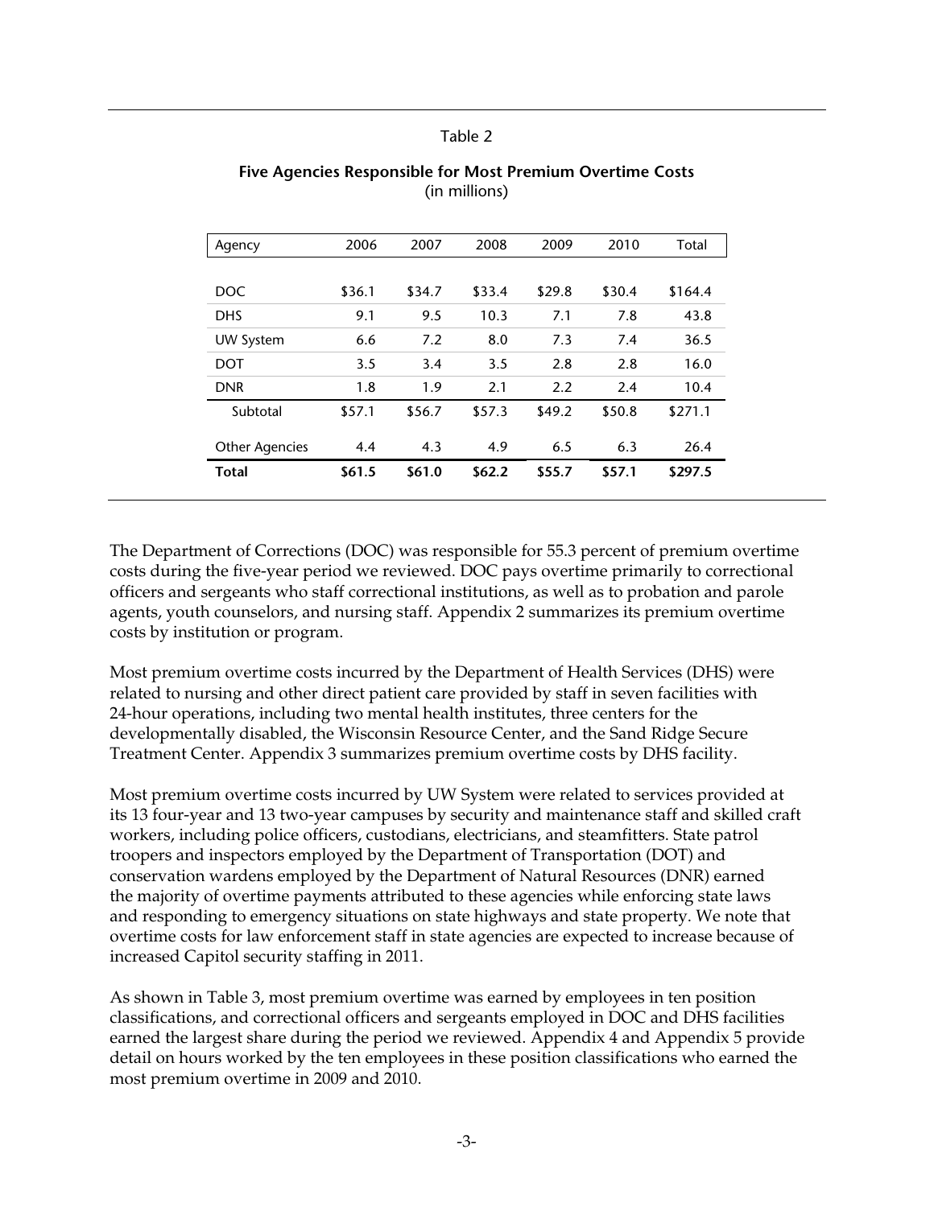Table 2

**Five Agencies Responsible for Most Premium Overtime Costs**
(in millions)

| Agency | 2006 | 2007 | 2008 | 2009 | 2010 | Total |
|---|---|---|---|---|---|---|
| DOC | $36.1 | $34.7 | $33.4 | $29.8 | $30.4 | $164.4 |
| DHS | 9.1 | 9.5 | 10.3 | 7.1 | 7.8 | 43.8 |
| UW System | 6.6 | 7.2 | 8.0 | 7.3 | 7.4 | 36.5 |
| DOT | 3.5 | 3.4 | 3.5 | 2.8 | 2.8 | 16.0 |
| DNR | 1.8 | 1.9 | 2.1 | 2.2 | 2.4 | 10.4 |
| Subtotal | $57.1 | $56.7 | $57.3 | $49.2 | $50.8 | $271.1 |
| Other Agencies | 4.4 | 4.3 | 4.9 | 6.5 | 6.3 | 26.4 |
| **Total** | **$61.5** | **$61.0** | **$62.2** | **$55.7** | **$57.1** | **$297.5** |

The Department of Corrections (DOC) was responsible for 55.3 percent of premium overtime costs during the five-year period we reviewed. DOC pays overtime primarily to correctional officers and sergeants who staff correctional institutions, as well as to probation and parole agents, youth counselors, and nursing staff. Appendix 2 summarizes its premium overtime costs by institution or program.

Most premium overtime costs incurred by the Department of Health Services (DHS) were related to nursing and other direct patient care provided by staff in seven facilities with 24-hour operations, including two mental health institutes, three centers for the developmentally disabled, the Wisconsin Resource Center, and the Sand Ridge Secure Treatment Center. Appendix 3 summarizes premium overtime costs by DHS facility.

Most premium overtime costs incurred by UW System were related to services provided at its 13 four-year and 13 two-year campuses by security and maintenance staff and skilled craft workers, including police officers, custodians, electricians, and steamfitters. State patrol troopers and inspectors employed by the Department of Transportation (DOT) and conservation wardens employed by the Department of Natural Resources (DNR) earned the majority of overtime payments attributed to these agencies while enforcing state laws and responding to emergency situations on state highways and state property. We note that overtime costs for law enforcement staff in state agencies are expected to increase because of increased Capitol security staffing in 2011.

As shown in Table 3, most premium overtime was earned by employees in ten position classifications, and correctional officers and sergeants employed in DOC and DHS facilities earned the largest share during the period we reviewed. Appendix 4 and Appendix 5 provide detail on hours worked by the ten employees in these position classifications who earned the most premium overtime in 2009 and 2010.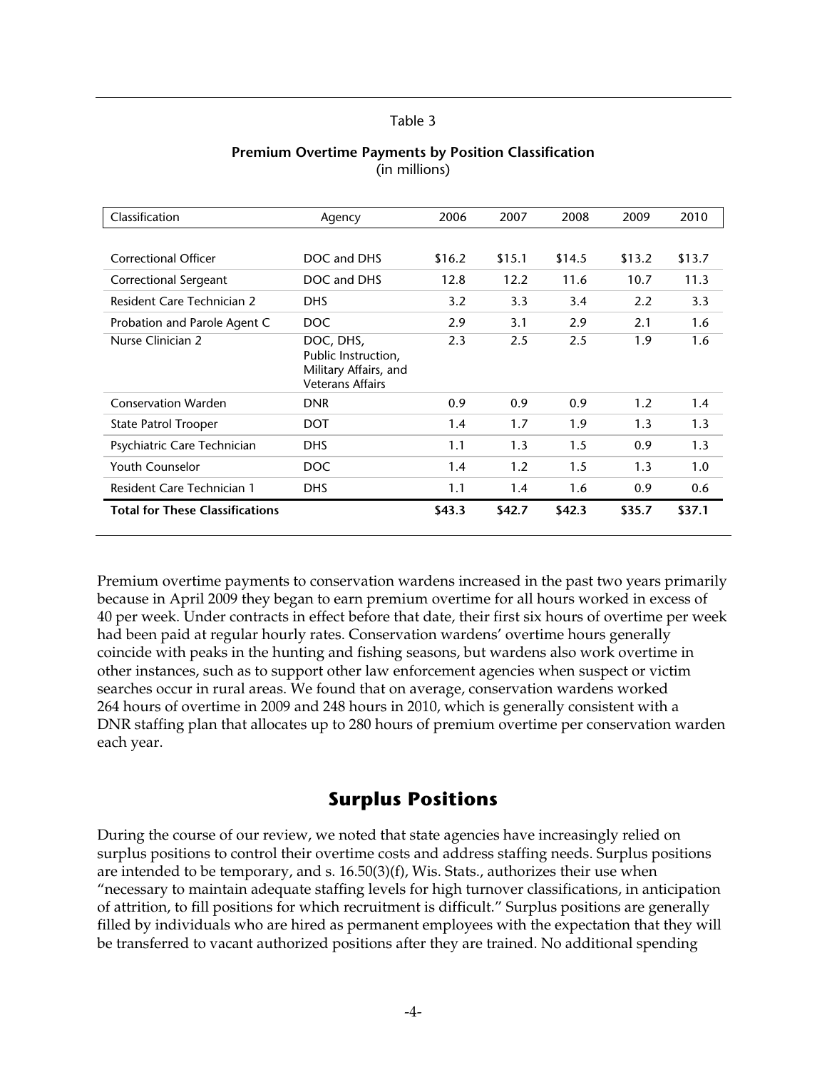Table 3

**Premium Overtime Payments by Position Classification**
(in millions)

| Classification | Agency | 2006 | 2007 | 2008 | 2009 | 2010 |
|---|---|---|---|---|---|---|
| Correctional Officer | DOC and DHS | $16.2 | $15.1 | $14.5 | $13.2 | $13.7 |
| Correctional Sergeant | DOC and DHS | 12.8 | 12.2 | 11.6 | 10.7 | 11.3 |
| Resident Care Technician 2 | DHS | 3.2 | 3.3 | 3.4 | 2.2 | 3.3 |
| Probation and Parole Agent C | DOC | 2.9 | 3.1 | 2.9 | 2.1 | 1.6 |
| Nurse Clinician 2 | DOC, DHS, Public Instruction, Military Affairs, and Veterans Affairs | 2.3 | 2.5 | 2.5 | 1.9 | 1.6 |
| Conservation Warden | DNR | 0.9 | 0.9 | 0.9 | 1.2 | 1.4 |
| State Patrol Trooper | DOT | 1.4 | 1.7 | 1.9 | 1.3 | 1.3 |
| Psychiatric Care Technician | DHS | 1.1 | 1.3 | 1.5 | 0.9 | 1.3 |
| Youth Counselor | DOC | 1.4 | 1.2 | 1.5 | 1.3 | 1.0 |
| Resident Care Technician 1 | DHS | 1.1 | 1.4 | 1.6 | 0.9 | 0.6 |
| **Total for These Classifications** | | **$43.3** | **$42.7** | **$42.3** | **$35.7** | **$37.1** |

Premium overtime payments to conservation wardens increased in the past two years primarily because in April 2009 they began to earn premium overtime for all hours worked in excess of 40 per week. Under contracts in effect before that date, their first six hours of overtime per week had been paid at regular hourly rates. Conservation wardens' overtime hours generally coincide with peaks in the hunting and fishing seasons, but wardens also work overtime in other instances, such as to support other law enforcement agencies when suspect or victim searches occur in rural areas. We found that on average, conservation wardens worked 264 hours of overtime in 2009 and 248 hours in 2010, which is generally consistent with a DNR staffing plan that allocates up to 280 hours of premium overtime per conservation warden each year.

## Surplus Positions

During the course of our review, we noted that state agencies have increasingly relied on surplus positions to control their overtime costs and address staffing needs. Surplus positions are intended to be temporary, and s. 16.50(3)(f), Wis. Stats., authorizes their use when "necessary to maintain adequate staffing levels for high turnover classifications, in anticipation of attrition, to fill positions for which recruitment is difficult." Surplus positions are generally filled by individuals who are hired as permanent employees with the expectation that they will be transferred to vacant authorized positions after they are trained. No additional spending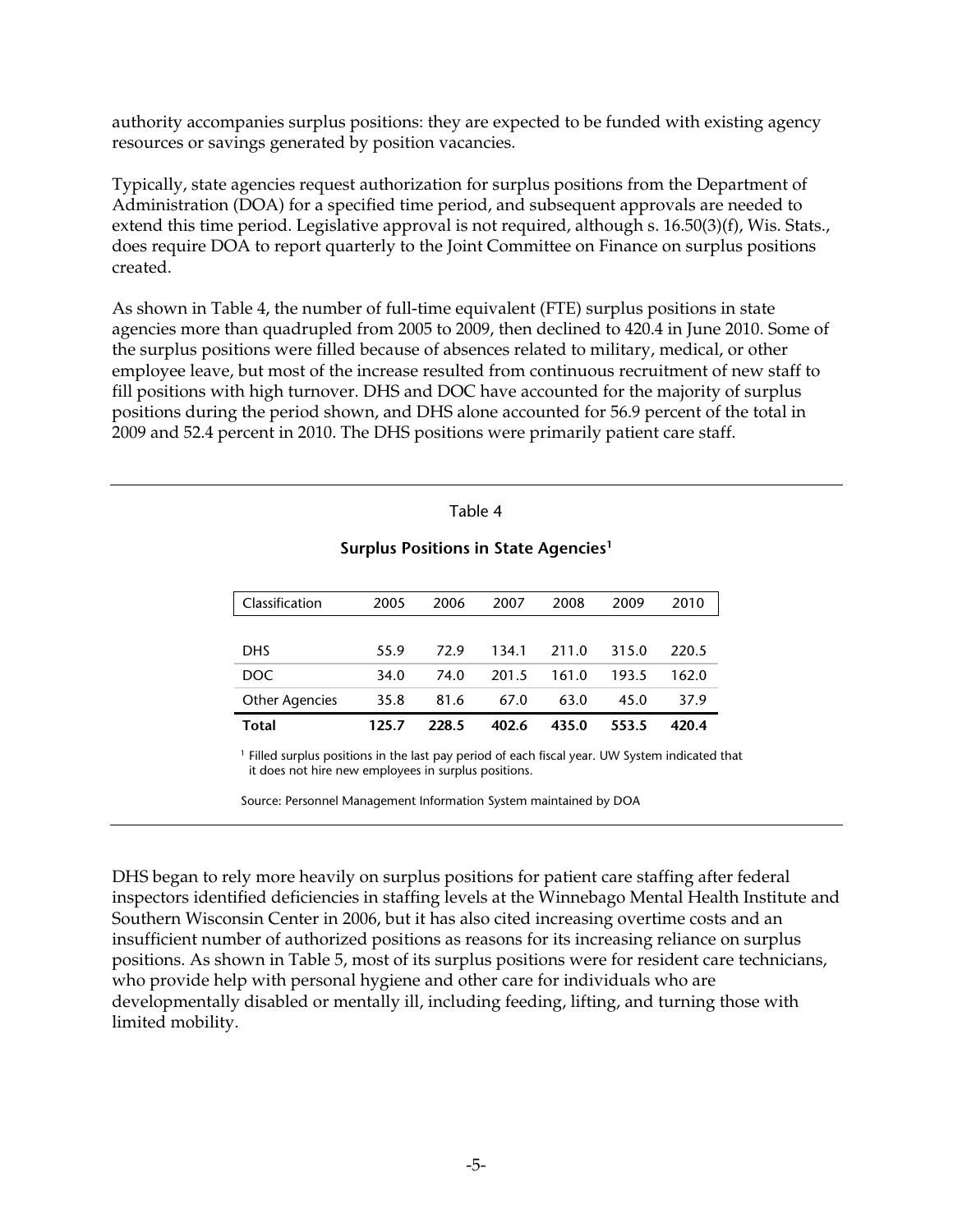authority accompanies surplus positions: they are expected to be funded with existing agency resources or savings generated by position vacancies.

Typically, state agencies request authorization for surplus positions from the Department of Administration (DOA) for a specified time period, and subsequent approvals are needed to extend this time period. Legislative approval is not required, although s. 16.50(3)(f), Wis. Stats., does require DOA to report quarterly to the Joint Committee on Finance on surplus positions created.

As shown in Table 4, the number of full-time equivalent (FTE) surplus positions in state agencies more than quadrupled from 2005 to 2009, then declined to 420.4 in June 2010. Some of the surplus positions were filled because of absences related to military, medical, or other employee leave, but most of the increase resulted from continuous recruitment of new staff to fill positions with high turnover. DHS and DOC have accounted for the majority of surplus positions during the period shown, and DHS alone accounted for 56.9 percent of the total in 2009 and 52.4 percent in 2010. The DHS positions were primarily patient care staff.

Table 4

**Surplus Positions in State Agencies[1]**

| Classification | 2005 | 2006 | 2007 | 2008 | 2009 | 2010 |
|---|---|---|---|---|---|---|
| DHS | 55.9 | 72.9 | 134.1 | 211.0 | 315.0 | 220.5 |
| DOC | 34.0 | 74.0 | 201.5 | 161.0 | 193.5 | 162.0 |
| Other Agencies | 35.8 | 81.6 | 67.0 | 63.0 | 45.0 | 37.9 |
| **Total** | **125.7** | **228.5** | **402.6** | **435.0** | **553.5** | **420.4** |

[1] Filled surplus positions in the last pay period of each fiscal year. UW System indicated that it does not hire new employees in surplus positions.

Source: Personnel Management Information System maintained by DOA

DHS began to rely more heavily on surplus positions for patient care staffing after federal inspectors identified deficiencies in staffing levels at the Winnebago Mental Health Institute and Southern Wisconsin Center in 2006, but it has also cited increasing overtime costs and an insufficient number of authorized positions as reasons for its increasing reliance on surplus positions. As shown in Table 5, most of its surplus positions were for resident care technicians, who provide help with personal hygiene and other care for individuals who are developmentally disabled or mentally ill, including feeding, lifting, and turning those with limited mobility.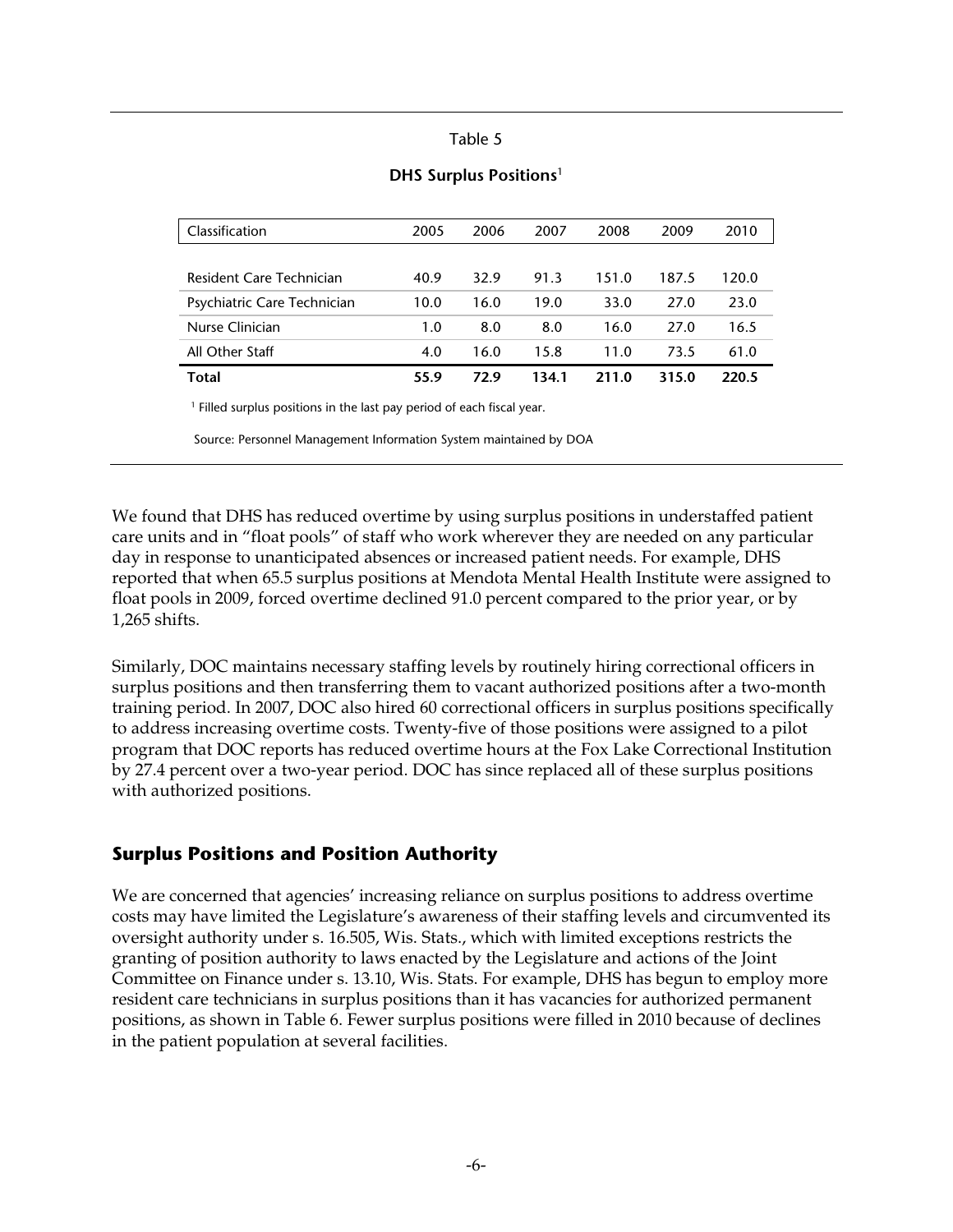Table 5

**DHS Surplus Positions**[1]

| Classification | 2005 | 2006 | 2007 | 2008 | 2009 | 2010 |
|---|---|---|---|---|---|---|
| Resident Care Technician | 40.9 | 32.9 | 91.3 | 151.0 | 187.5 | 120.0 |
| Psychiatric Care Technician | 10.0 | 16.0 | 19.0 | 33.0 | 27.0 | 23.0 |
| Nurse Clinician | 1.0 | 8.0 | 8.0 | 16.0 | 27.0 | 16.5 |
| All Other Staff | 4.0 | 16.0 | 15.8 | 11.0 | 73.5 | 61.0 |
| **Total** | **55.9** | **72.9** | **134.1** | **211.0** | **315.0** | **220.5** |

[1] Filled surplus positions in the last pay period of each fiscal year.

Source: Personnel Management Information System maintained by DOA

We found that DHS has reduced overtime by using surplus positions in understaffed patient care units and in "float pools" of staff who work wherever they are needed on any particular day in response to unanticipated absences or increased patient needs. For example, DHS reported that when 65.5 surplus positions at Mendota Mental Health Institute were assigned to float pools in 2009, forced overtime declined 91.0 percent compared to the prior year, or by 1,265 shifts.

Similarly, DOC maintains necessary staffing levels by routinely hiring correctional officers in surplus positions and then transferring them to vacant authorized positions after a two-month training period. In 2007, DOC also hired 60 correctional officers in surplus positions specifically to address increasing overtime costs. Twenty-five of those positions were assigned to a pilot program that DOC reports has reduced overtime hours at the Fox Lake Correctional Institution by 27.4 percent over a two-year period. DOC has since replaced all of these surplus positions with authorized positions.

## Surplus Positions and Position Authority

We are concerned that agencies' increasing reliance on surplus positions to address overtime costs may have limited the Legislature's awareness of their staffing levels and circumvented its oversight authority under s. 16.505, Wis. Stats., which with limited exceptions restricts the granting of position authority to laws enacted by the Legislature and actions of the Joint Committee on Finance under s. 13.10, Wis. Stats. For example, DHS has begun to employ more resident care technicians in surplus positions than it has vacancies for authorized permanent positions, as shown in Table 6. Fewer surplus positions were filled in 2010 because of declines in the patient population at several facilities.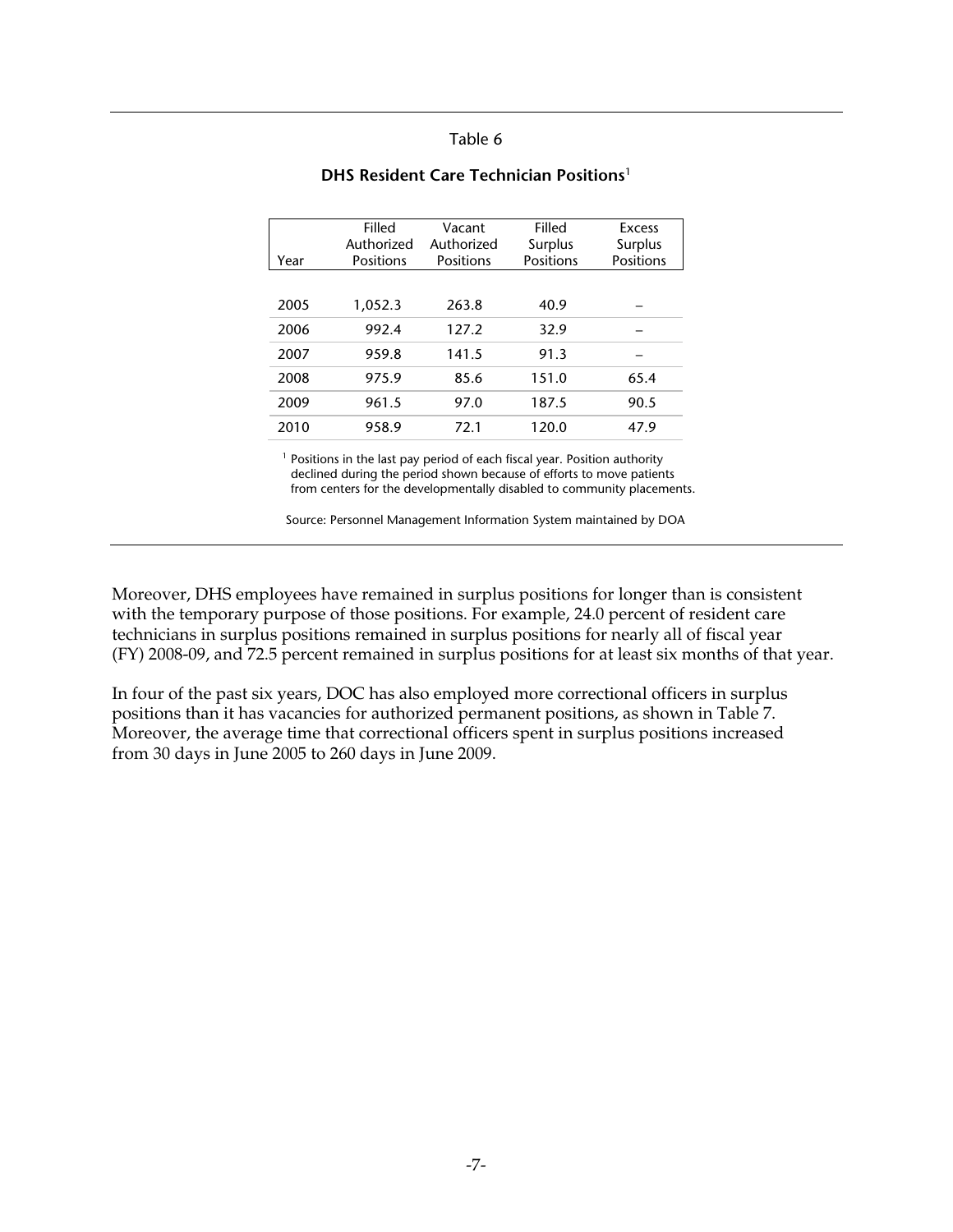Table 6

**DHS Resident Care Technician Positions**[1]

| Year | Filled Authorized Positions | Vacant Authorized Positions | Filled Surplus Positions | Excess Surplus Positions |
|---|---|---|---|---|
| 2005 | 1,052.3 | 263.8 | 40.9 | – |
| 2006 | 992.4 | 127.2 | 32.9 | – |
| 2007 | 959.8 | 141.5 | 91.3 | – |
| 2008 | 975.9 | 85.6 | 151.0 | 65.4 |
| 2009 | 961.5 | 97.0 | 187.5 | 90.5 |
| 2010 | 958.9 | 72.1 | 120.0 | 47.9 |

[1] Positions in the last pay period of each fiscal year. Position authority declined during the period shown because of efforts to move patients from centers for the developmentally disabled to community placements.

Source: Personnel Management Information System maintained by DOA

Moreover, DHS employees have remained in surplus positions for longer than is consistent with the temporary purpose of those positions. For example, 24.0 percent of resident care technicians in surplus positions remained in surplus positions for nearly all of fiscal year (FY) 2008-09, and 72.5 percent remained in surplus positions for at least six months of that year.

In four of the past six years, DOC has also employed more correctional officers in surplus positions than it has vacancies for authorized permanent positions, as shown in Table 7. Moreover, the average time that correctional officers spent in surplus positions increased from 30 days in June 2005 to 260 days in June 2009.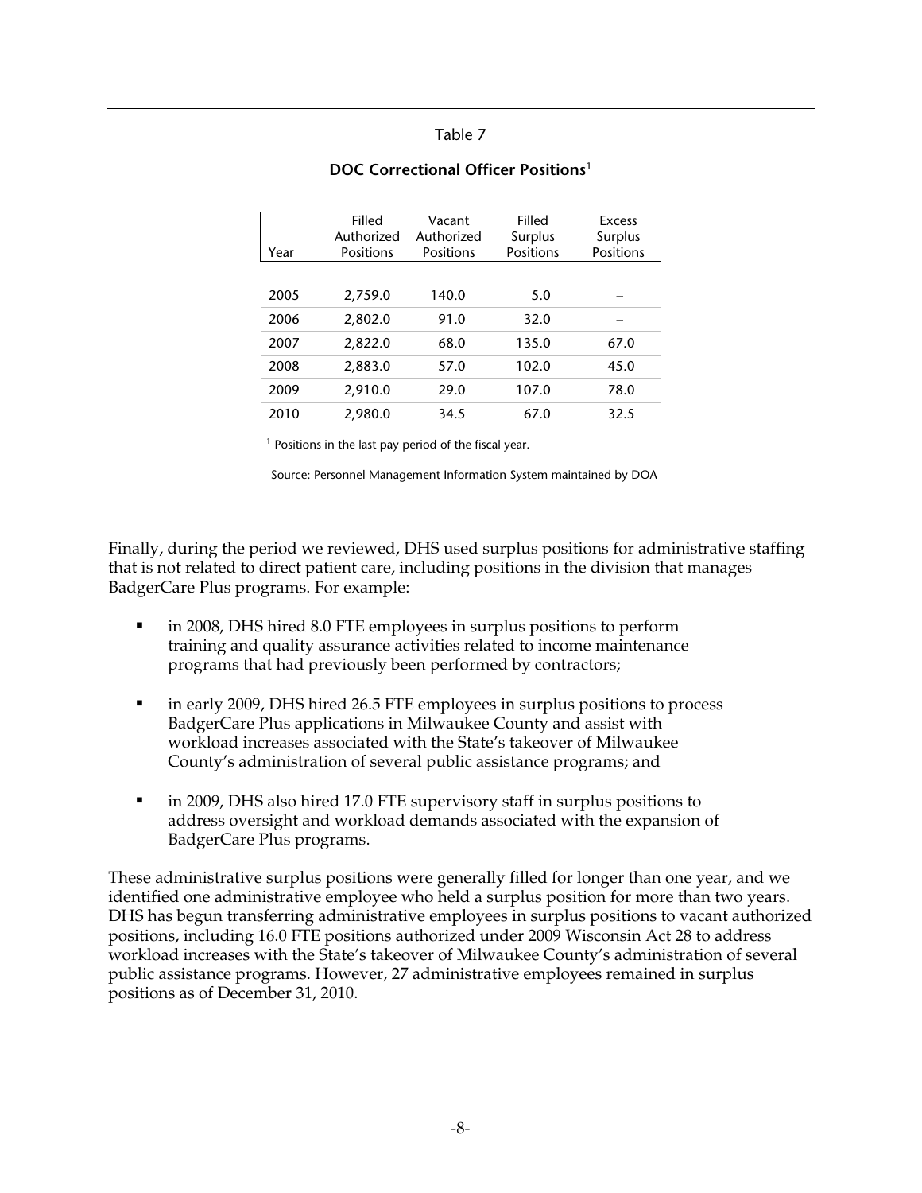Table 7

**DOC Correctional Officer Positions**[1]

| Year | Filled Authorized Positions | Vacant Authorized Positions | Filled Surplus Positions | Excess Surplus Positions |
|---|---|---|---|---|
| 2005 | 2,759.0 | 140.0 | 5.0 | – |
| 2006 | 2,802.0 | 91.0 | 32.0 | – |
| 2007 | 2,822.0 | 68.0 | 135.0 | 67.0 |
| 2008 | 2,883.0 | 57.0 | 102.0 | 45.0 |
| 2009 | 2,910.0 | 29.0 | 107.0 | 78.0 |
| 2010 | 2,980.0 | 34.5 | 67.0 | 32.5 |

[1] Positions in the last pay period of the fiscal year.

Source: Personnel Management Information System maintained by DOA

Finally, during the period we reviewed, DHS used surplus positions for administrative staffing that is not related to direct patient care, including positions in the division that manages BadgerCare Plus programs. For example:

- in 2008, DHS hired 8.0 FTE employees in surplus positions to perform training and quality assurance activities related to income maintenance programs that had previously been performed by contractors;
- in early 2009, DHS hired 26.5 FTE employees in surplus positions to process BadgerCare Plus applications in Milwaukee County and assist with workload increases associated with the State's takeover of Milwaukee County's administration of several public assistance programs; and
- in 2009, DHS also hired 17.0 FTE supervisory staff in surplus positions to address oversight and workload demands associated with the expansion of BadgerCare Plus programs.

These administrative surplus positions were generally filled for longer than one year, and we identified one administrative employee who held a surplus position for more than two years. DHS has begun transferring administrative employees in surplus positions to vacant authorized positions, including 16.0 FTE positions authorized under 2009 Wisconsin Act 28 to address workload increases with the State's takeover of Milwaukee County's administration of several public assistance programs. However, 27 administrative employees remained in surplus positions as of December 31, 2010.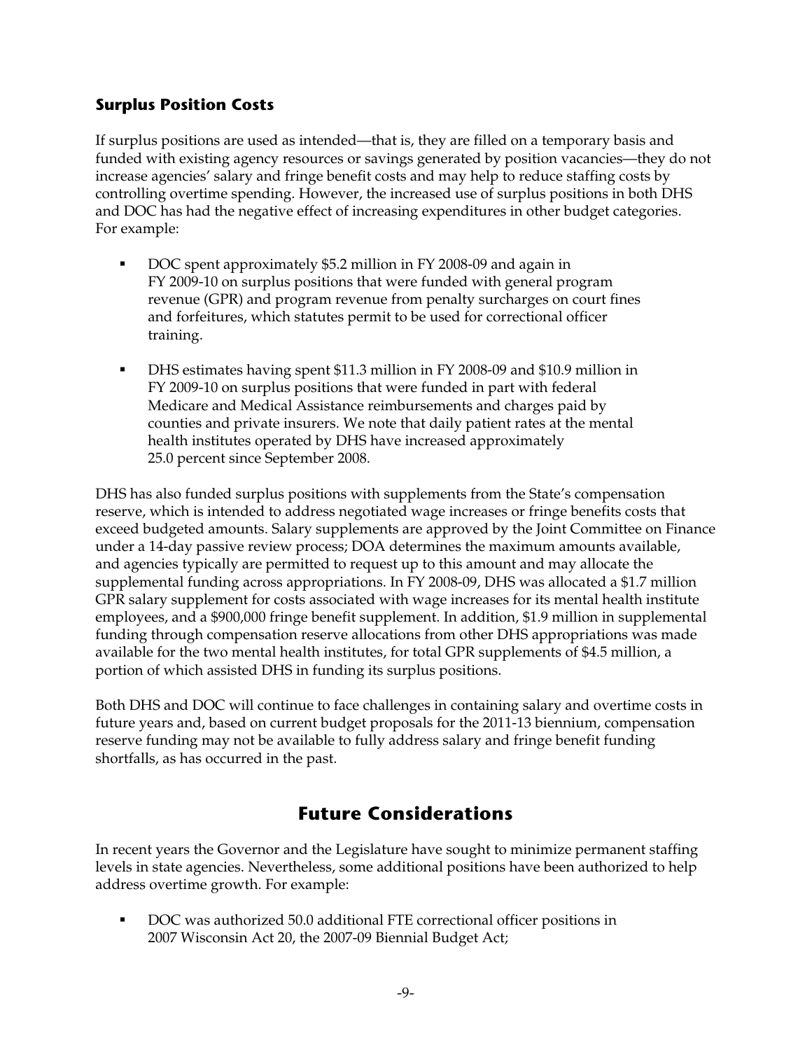### Surplus Position Costs

If surplus positions are used as intended—that is, they are filled on a temporary basis and funded with existing agency resources or savings generated by position vacancies—they do not increase agencies' salary and fringe benefit costs and may help to reduce staffing costs by controlling overtime spending. However, the increased use of surplus positions in both DHS and DOC has had the negative effect of increasing expenditures in other budget categories. For example:

- DOC spent approximately $5.2 million in FY 2008-09 and again in FY 2009-10 on surplus positions that were funded with general program revenue (GPR) and program revenue from penalty surcharges on court fines and forfeitures, which statutes permit to be used for correctional officer training.
- DHS estimates having spent $11.3 million in FY 2008-09 and $10.9 million in FY 2009-10 on surplus positions that were funded in part with federal Medicare and Medical Assistance reimbursements and charges paid by counties and private insurers. We note that daily patient rates at the mental health institutes operated by DHS have increased approximately 25.0 percent since September 2008.

DHS has also funded surplus positions with supplements from the State's compensation reserve, which is intended to address negotiated wage increases or fringe benefits costs that exceed budgeted amounts. Salary supplements are approved by the Joint Committee on Finance under a 14-day passive review process; DOA determines the maximum amounts available, and agencies typically are permitted to request up to this amount and may allocate the supplemental funding across appropriations. In FY 2008-09, DHS was allocated a $1.7 million GPR salary supplement for costs associated with wage increases for its mental health institute employees, and a $900,000 fringe benefit supplement. In addition, $1.9 million in supplemental funding through compensation reserve allocations from other DHS appropriations was made available for the two mental health institutes, for total GPR supplements of $4.5 million, a portion of which assisted DHS in funding its surplus positions.

Both DHS and DOC will continue to face challenges in containing salary and overtime costs in future years and, based on current budget proposals for the 2011-13 biennium, compensation reserve funding may not be available to fully address salary and fringe benefit funding shortfalls, as has occurred in the past.

## Future Considerations

In recent years the Governor and the Legislature have sought to minimize permanent staffing levels in state agencies. Nevertheless, some additional positions have been authorized to help address overtime growth. For example:

- DOC was authorized 50.0 additional FTE correctional officer positions in 2007 Wisconsin Act 20, the 2007-09 Biennial Budget Act;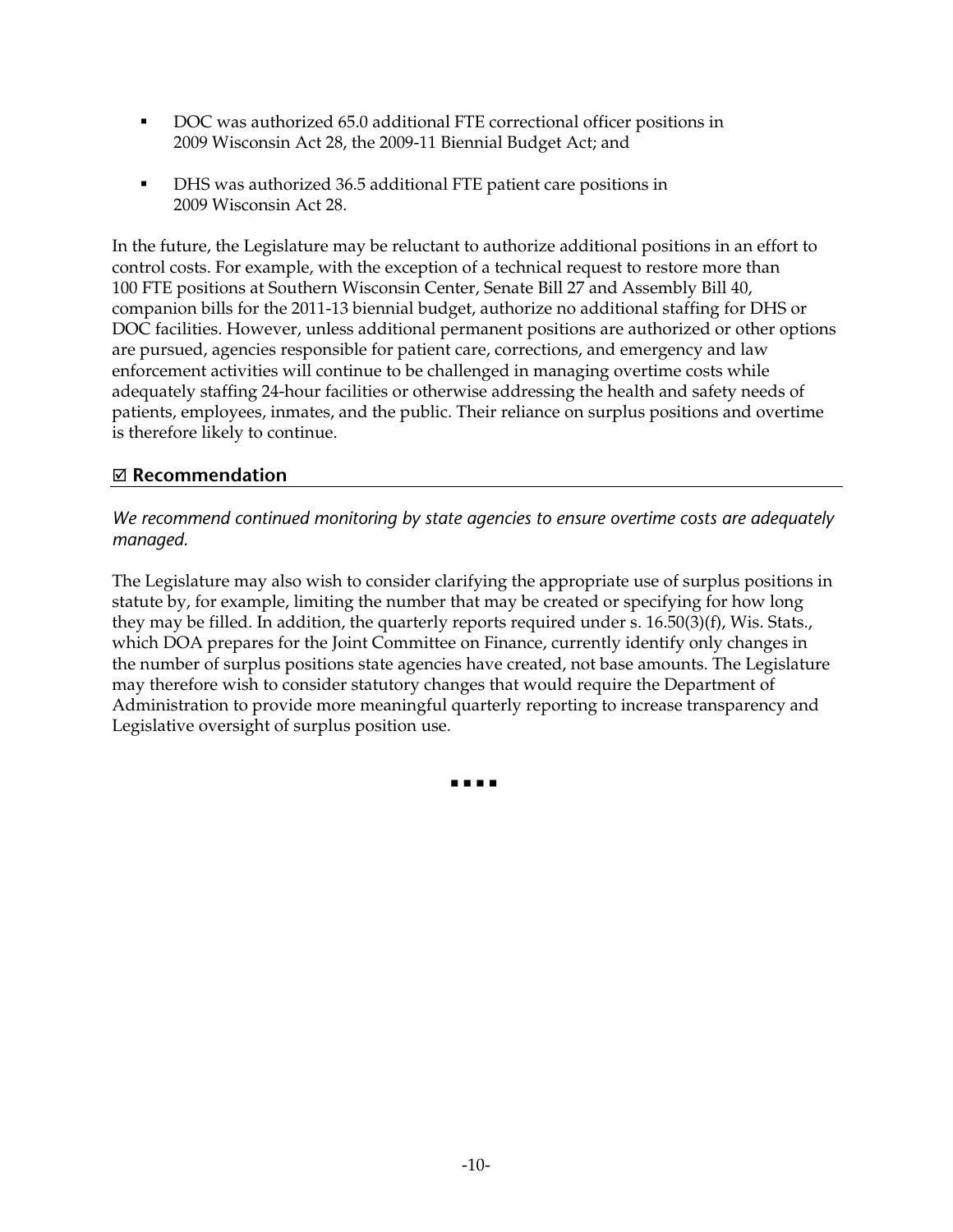- DOC was authorized 65.0 additional FTE correctional officer positions in 2009 Wisconsin Act 28, the 2009-11 Biennial Budget Act; and
- DHS was authorized 36.5 additional FTE patient care positions in 2009 Wisconsin Act 28.

In the future, the Legislature may be reluctant to authorize additional positions in an effort to control costs. For example, with the exception of a technical request to restore more than 100 FTE positions at Southern Wisconsin Center, Senate Bill 27 and Assembly Bill 40, companion bills for the 2011-13 biennial budget, authorize no additional staffing for DHS or DOC facilities. However, unless additional permanent positions are authorized or other options are pursued, agencies responsible for patient care, corrections, and emergency and law enforcement activities will continue to be challenged in managing overtime costs while adequately staffing 24-hour facilities or otherwise addressing the health and safety needs of patients, employees, inmates, and the public. Their reliance on surplus positions and overtime is therefore likely to continue.

## ☑ Recommendation

*We recommend continued monitoring by state agencies to ensure overtime costs are adequately managed.*

The Legislature may also wish to consider clarifying the appropriate use of surplus positions in statute by, for example, limiting the number that may be created or specifying for how long they may be filled. In addition, the quarterly reports required under s. 16.50(3)(f), Wis. Stats., which DOA prepares for the Joint Committee on Finance, currently identify only changes in the number of surplus positions state agencies have created, not base amounts. The Legislature may therefore wish to consider statutory changes that would require the Department of Administration to provide more meaningful quarterly reporting to increase transparency and Legislative oversight of surplus position use.

▪ ▪ ▪ ▪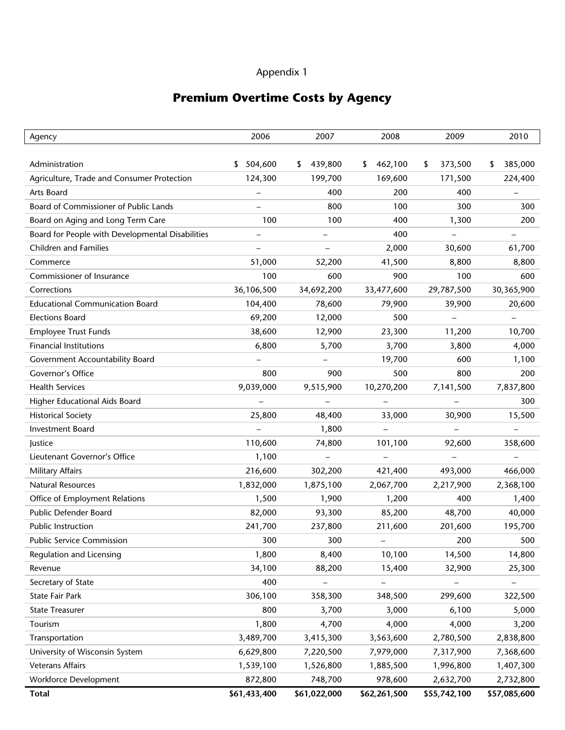Appendix 1

## Premium Overtime Costs by Agency

| Agency | 2006 | 2007 | 2008 | 2009 | 2010 |
|---|---|---|---|---|---|
| Administration | $ 504,600 | $ 439,800 | $ 462,100 | $ 373,500 | $ 385,000 |
| Agriculture, Trade and Consumer Protection | 124,300 | 199,700 | 169,600 | 171,500 | 224,400 |
| Arts Board | – | 400 | 200 | 400 | – |
| Board of Commissioner of Public Lands | – | 800 | 100 | 300 | 300 |
| Board on Aging and Long Term Care | 100 | 100 | 400 | 1,300 | 200 |
| Board for People with Developmental Disabilities | – | – | 400 | – | – |
| Children and Families | – | – | 2,000 | 30,600 | 61,700 |
| Commerce | 51,000 | 52,200 | 41,500 | 8,800 | 8,800 |
| Commissioner of Insurance | 100 | 600 | 900 | 100 | 600 |
| Corrections | 36,106,500 | 34,692,200 | 33,477,600 | 29,787,500 | 30,365,900 |
| Educational Communication Board | 104,400 | 78,600 | 79,900 | 39,900 | 20,600 |
| Elections Board | 69,200 | 12,000 | 500 | – | – |
| Employee Trust Funds | 38,600 | 12,900 | 23,300 | 11,200 | 10,700 |
| Financial Institutions | 6,800 | 5,700 | 3,700 | 3,800 | 4,000 |
| Government Accountability Board | – | – | 19,700 | 600 | 1,100 |
| Governor's Office | 800 | 900 | 500 | 800 | 200 |
| Health Services | 9,039,000 | 9,515,900 | 10,270,200 | 7,141,500 | 7,837,800 |
| Higher Educational Aids Board | – | – | – | – | 300 |
| Historical Society | 25,800 | 48,400 | 33,000 | 30,900 | 15,500 |
| Investment Board | – | 1,800 | – | – | – |
| Justice | 110,600 | 74,800 | 101,100 | 92,600 | 358,600 |
| Lieutenant Governor's Office | 1,100 | – | – | – | – |
| Military Affairs | 216,600 | 302,200 | 421,400 | 493,000 | 466,000 |
| Natural Resources | 1,832,000 | 1,875,100 | 2,067,700 | 2,217,900 | 2,368,100 |
| Office of Employment Relations | 1,500 | 1,900 | 1,200 | 400 | 1,400 |
| Public Defender Board | 82,000 | 93,300 | 85,200 | 48,700 | 40,000 |
| Public Instruction | 241,700 | 237,800 | 211,600 | 201,600 | 195,700 |
| Public Service Commission | 300 | 300 | – | 200 | 500 |
| Regulation and Licensing | 1,800 | 8,400 | 10,100 | 14,500 | 14,800 |
| Revenue | 34,100 | 88,200 | 15,400 | 32,900 | 25,300 |
| Secretary of State | 400 | – | – | – | – |
| State Fair Park | 306,100 | 358,300 | 348,500 | 299,600 | 322,500 |
| State Treasurer | 800 | 3,700 | 3,000 | 6,100 | 5,000 |
| Tourism | 1,800 | 4,700 | 4,000 | 4,000 | 3,200 |
| Transportation | 3,489,700 | 3,415,300 | 3,563,600 | 2,780,500 | 2,838,800 |
| University of Wisconsin System | 6,629,800 | 7,220,500 | 7,979,000 | 7,317,900 | 7,368,600 |
| Veterans Affairs | 1,539,100 | 1,526,800 | 1,885,500 | 1,996,800 | 1,407,300 |
| Workforce Development | 872,800 | 748,700 | 978,600 | 2,632,700 | 2,732,800 |
| **Total** | **$61,433,400** | **$61,022,000** | **$62,261,500** | **$55,742,100** | **$57,085,600** |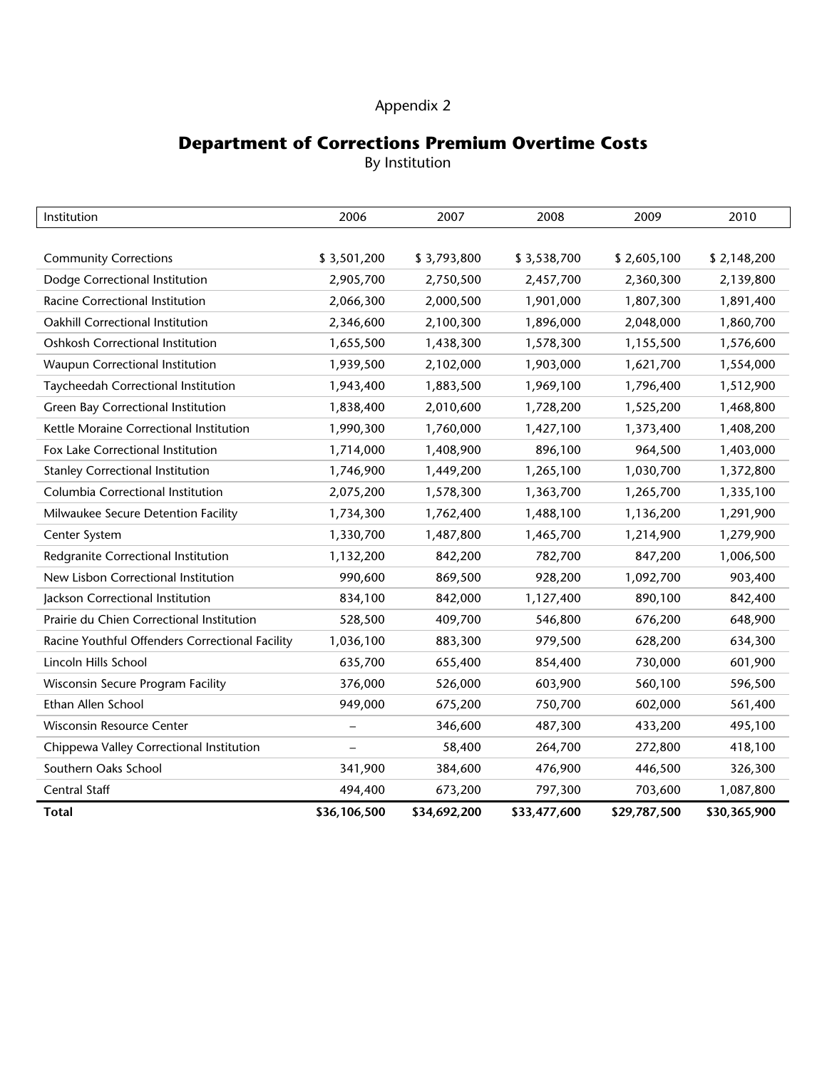Appendix 2

## Department of Corrections Premium Overtime Costs

By Institution

| Institution | 2006 | 2007 | 2008 | 2009 | 2010 |
|---|---|---|---|---|---|
| Community Corrections | $ 3,501,200 | $ 3,793,800 | $ 3,538,700 | $ 2,605,100 | $ 2,148,200 |
| Dodge Correctional Institution | 2,905,700 | 2,750,500 | 2,457,700 | 2,360,300 | 2,139,800 |
| Racine Correctional Institution | 2,066,300 | 2,000,500 | 1,901,000 | 1,807,300 | 1,891,400 |
| Oakhill Correctional Institution | 2,346,600 | 2,100,300 | 1,896,000 | 2,048,000 | 1,860,700 |
| Oshkosh Correctional Institution | 1,655,500 | 1,438,300 | 1,578,300 | 1,155,500 | 1,576,600 |
| Waupun Correctional Institution | 1,939,500 | 2,102,000 | 1,903,000 | 1,621,700 | 1,554,000 |
| Taycheedah Correctional Institution | 1,943,400 | 1,883,500 | 1,969,100 | 1,796,400 | 1,512,900 |
| Green Bay Correctional Institution | 1,838,400 | 2,010,600 | 1,728,200 | 1,525,200 | 1,468,800 |
| Kettle Moraine Correctional Institution | 1,990,300 | 1,760,000 | 1,427,100 | 1,373,400 | 1,408,200 |
| Fox Lake Correctional Institution | 1,714,000 | 1,408,900 | 896,100 | 964,500 | 1,403,000 |
| Stanley Correctional Institution | 1,746,900 | 1,449,200 | 1,265,100 | 1,030,700 | 1,372,800 |
| Columbia Correctional Institution | 2,075,200 | 1,578,300 | 1,363,700 | 1,265,700 | 1,335,100 |
| Milwaukee Secure Detention Facility | 1,734,300 | 1,762,400 | 1,488,100 | 1,136,200 | 1,291,900 |
| Center System | 1,330,700 | 1,487,800 | 1,465,700 | 1,214,900 | 1,279,900 |
| Redgranite Correctional Institution | 1,132,200 | 842,200 | 782,700 | 847,200 | 1,006,500 |
| New Lisbon Correctional Institution | 990,600 | 869,500 | 928,200 | 1,092,700 | 903,400 |
| Jackson Correctional Institution | 834,100 | 842,000 | 1,127,400 | 890,100 | 842,400 |
| Prairie du Chien Correctional Institution | 528,500 | 409,700 | 546,800 | 676,200 | 648,900 |
| Racine Youthful Offenders Correctional Facility | 1,036,100 | 883,300 | 979,500 | 628,200 | 634,300 |
| Lincoln Hills School | 635,700 | 655,400 | 854,400 | 730,000 | 601,900 |
| Wisconsin Secure Program Facility | 376,000 | 526,000 | 603,900 | 560,100 | 596,500 |
| Ethan Allen School | 949,000 | 675,200 | 750,700 | 602,000 | 561,400 |
| Wisconsin Resource Center | – | 346,600 | 487,300 | 433,200 | 495,100 |
| Chippewa Valley Correctional Institution | – | 58,400 | 264,700 | 272,800 | 418,100 |
| Southern Oaks School | 341,900 | 384,600 | 476,900 | 446,500 | 326,300 |
| Central Staff | 494,400 | 673,200 | 797,300 | 703,600 | 1,087,800 |
| **Total** | **$36,106,500** | **$34,692,200** | **$33,477,600** | **$29,787,500** | **$30,365,900** |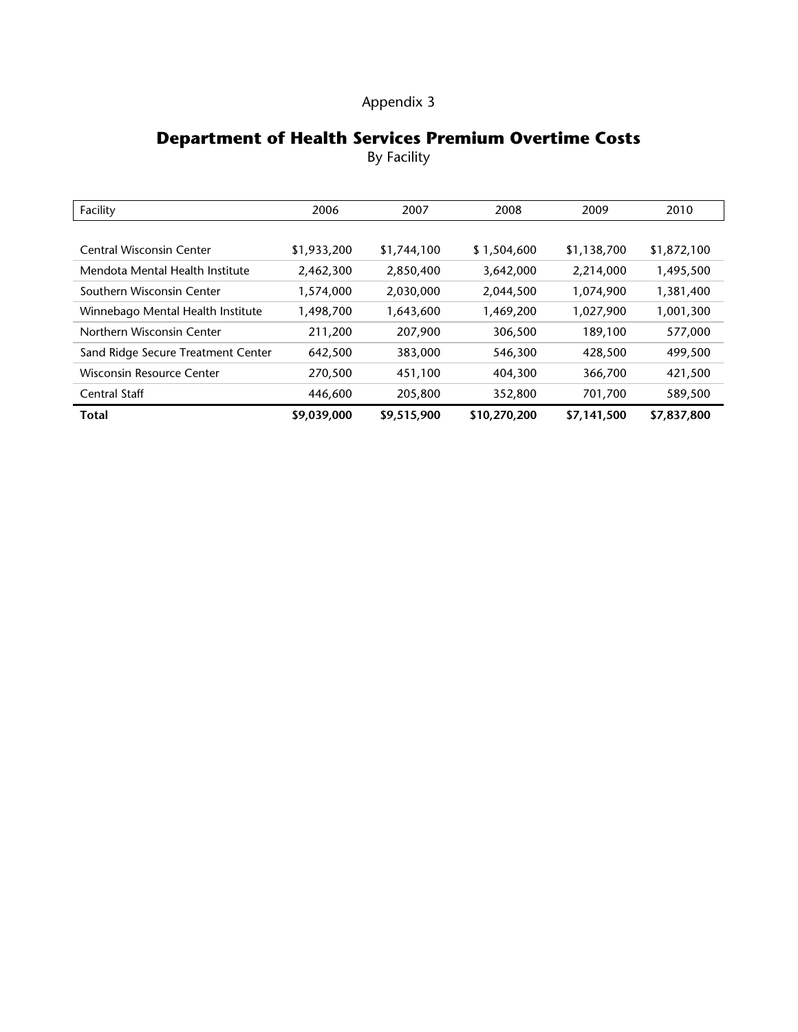Appendix 3

# Department of Health Services Premium Overtime Costs

By Facility

| Facility | 2006 | 2007 | 2008 | 2009 | 2010 |
|---|---|---|---|---|---|
| Central Wisconsin Center | $1,933,200 | $1,744,100 | $ 1,504,600 | $1,138,700 | $1,872,100 |
| Mendota Mental Health Institute | 2,462,300 | 2,850,400 | 3,642,000 | 2,214,000 | 1,495,500 |
| Southern Wisconsin Center | 1,574,000 | 2,030,000 | 2,044,500 | 1,074,900 | 1,381,400 |
| Winnebago Mental Health Institute | 1,498,700 | 1,643,600 | 1,469,200 | 1,027,900 | 1,001,300 |
| Northern Wisconsin Center | 211,200 | 207,900 | 306,500 | 189,100 | 577,000 |
| Sand Ridge Secure Treatment Center | 642,500 | 383,000 | 546,300 | 428,500 | 499,500 |
| Wisconsin Resource Center | 270,500 | 451,100 | 404,300 | 366,700 | 421,500 |
| Central Staff | 446,600 | 205,800 | 352,800 | 701,700 | 589,500 |
| **Total** | **$9,039,000** | **$9,515,900** | **$10,270,200** | **$7,141,500** | **$7,837,800** |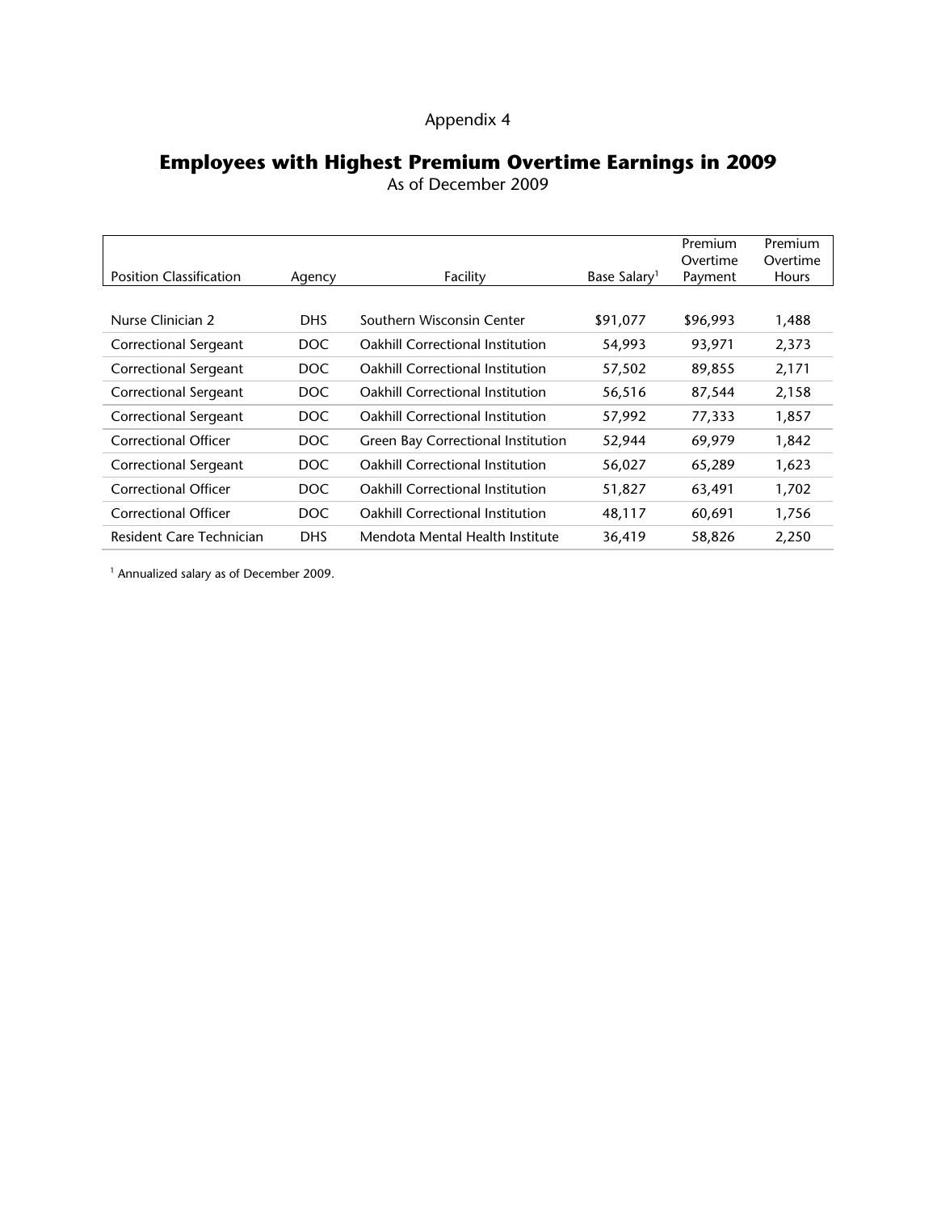Appendix 4

## Employees with Highest Premium Overtime Earnings in 2009

As of December 2009

| Position Classification | Agency | Facility | Base Salary[1] | Premium Overtime Payment | Premium Overtime Hours |
|---|---|---|---|---|---|
| Nurse Clinician 2 | DHS | Southern Wisconsin Center | $91,077 | $96,993 | 1,488 |
| Correctional Sergeant | DOC | Oakhill Correctional Institution | 54,993 | 93,971 | 2,373 |
| Correctional Sergeant | DOC | Oakhill Correctional Institution | 57,502 | 89,855 | 2,171 |
| Correctional Sergeant | DOC | Oakhill Correctional Institution | 56,516 | 87,544 | 2,158 |
| Correctional Sergeant | DOC | Oakhill Correctional Institution | 57,992 | 77,333 | 1,857 |
| Correctional Officer | DOC | Green Bay Correctional Institution | 52,944 | 69,979 | 1,842 |
| Correctional Sergeant | DOC | Oakhill Correctional Institution | 56,027 | 65,289 | 1,623 |
| Correctional Officer | DOC | Oakhill Correctional Institution | 51,827 | 63,491 | 1,702 |
| Correctional Officer | DOC | Oakhill Correctional Institution | 48,117 | 60,691 | 1,756 |
| Resident Care Technician | DHS | Mendota Mental Health Institute | 36,419 | 58,826 | 2,250 |

[1] Annualized salary as of December 2009.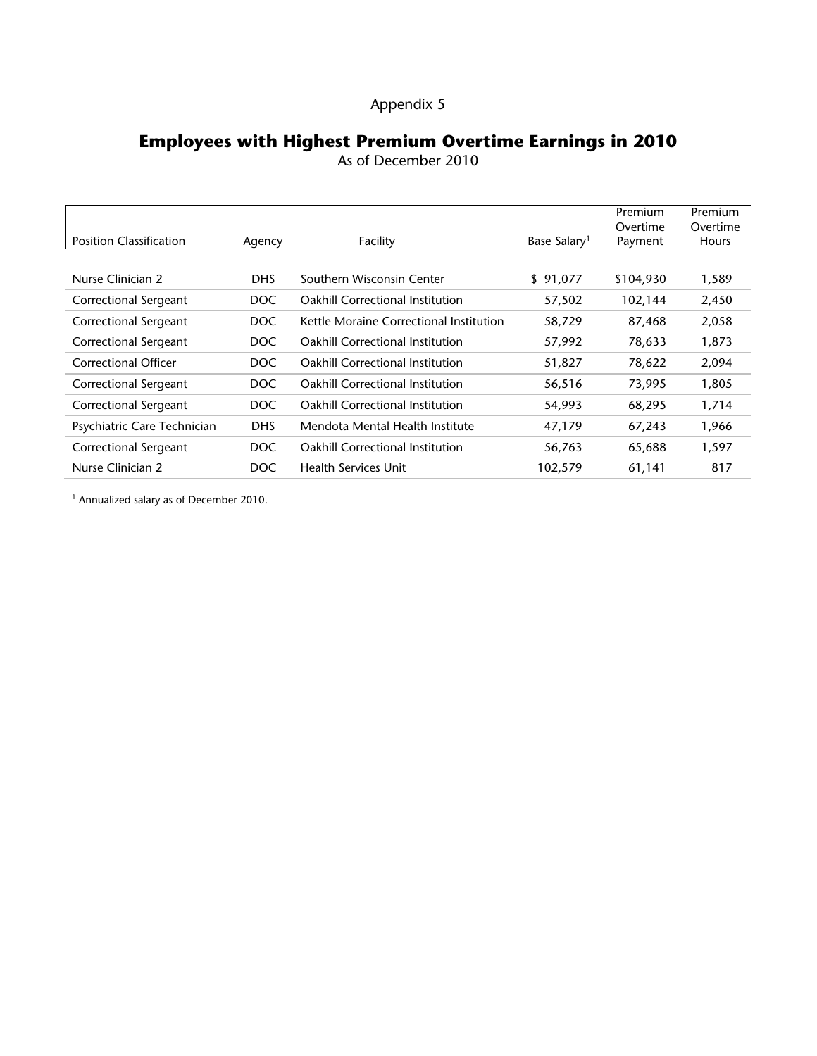Appendix 5

## Employees with Highest Premium Overtime Earnings in 2010

As of December 2010

| Position Classification | Agency | Facility | Base Salary[1] | Premium Overtime Payment | Premium Overtime Hours |
|---|---|---|---|---|---|
| Nurse Clinician 2 | DHS | Southern Wisconsin Center | $ 91,077 | $104,930 | 1,589 |
| Correctional Sergeant | DOC | Oakhill Correctional Institution | 57,502 | 102,144 | 2,450 |
| Correctional Sergeant | DOC | Kettle Moraine Correctional Institution | 58,729 | 87,468 | 2,058 |
| Correctional Sergeant | DOC | Oakhill Correctional Institution | 57,992 | 78,633 | 1,873 |
| Correctional Officer | DOC | Oakhill Correctional Institution | 51,827 | 78,622 | 2,094 |
| Correctional Sergeant | DOC | Oakhill Correctional Institution | 56,516 | 73,995 | 1,805 |
| Correctional Sergeant | DOC | Oakhill Correctional Institution | 54,993 | 68,295 | 1,714 |
| Psychiatric Care Technician | DHS | Mendota Mental Health Institute | 47,179 | 67,243 | 1,966 |
| Correctional Sergeant | DOC | Oakhill Correctional Institution | 56,763 | 65,688 | 1,597 |
| Nurse Clinician 2 | DOC | Health Services Unit | 102,579 | 61,141 | 817 |

[1] Annualized salary as of December 2010.